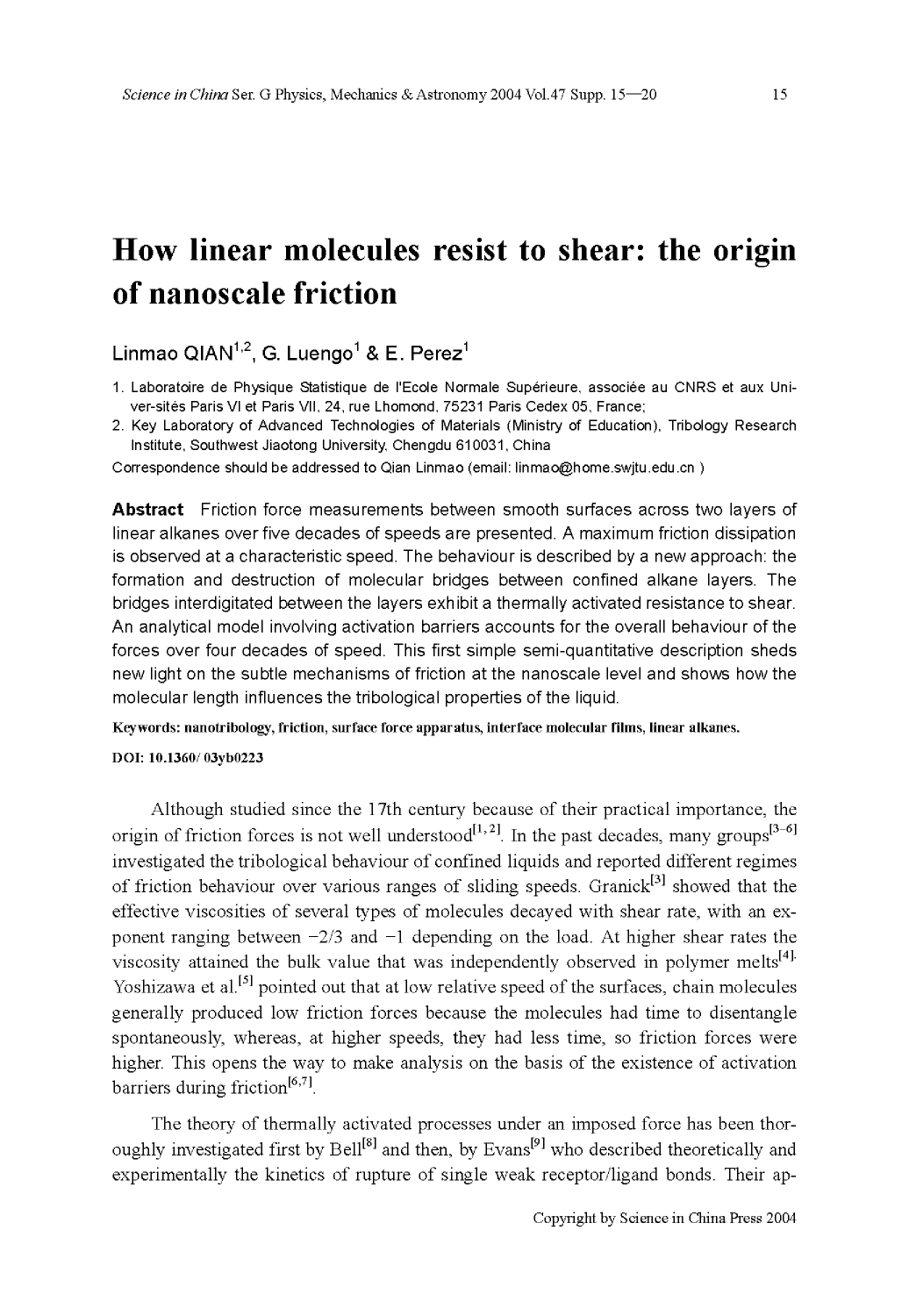# How linear molecules resist to shear: the origin of nanoscale friction

Linmao QIAN[1,2], G. Luengo[1] & E. Perez[1]

1. Laboratoire de Physique Statistique de l'Ecole Normale Supérieure, associée au CNRS et aux Universités Paris VI et Paris VII, 24, rue Lhomond, 75231 Paris Cedex 05, France;
2. Key Laboratory of Advanced Technologies of Materials (Ministry of Education), Tribology Research Institute, Southwest Jiaotong University, Chengdu 610031, China

Correspondence should be addressed to Qian Linmao (email: linmao@home.swjtu.edu.cn )

**Abstract** Friction force measurements between smooth surfaces across two layers of linear alkanes over five decades of speeds are presented. A maximum friction dissipation is observed at a characteristic speed. The behaviour is described by a new approach: the formation and destruction of molecular bridges between confined alkane layers. The bridges interdigitated between the layers exhibit a thermally activated resistance to shear. An analytical model involving activation barriers accounts for the overall behaviour of the forces over four decades of speed. This first simple semi-quantitative description sheds new light on the subtle mechanisms of friction at the nanoscale level and shows how the molecular length influences the tribological properties of the liquid.

**Keywords: nanotribology, friction, surface force apparatus, interface molecular films, linear alkanes.**

**DOI: 10.1360/ 03yb0223**

Although studied since the 17th century because of their practical importance, the origin of friction forces is not well understood[1,2]. In the past decades, many groups[3–6] investigated the tribological behaviour of confined liquids and reported different regimes of friction behaviour over various ranges of sliding speeds. Granick[3] showed that the effective viscosities of several types of molecules decayed with shear rate, with an exponent ranging between $-2/3$ and $-1$ depending on the load. At higher shear rates the viscosity attained the bulk value that was independently observed in polymer melts[4]. Yoshizawa et al.[5] pointed out that at low relative speed of the surfaces, chain molecules generally produced low friction forces because the molecules had time to disentangle spontaneously, whereas, at higher speeds, they had less time, so friction forces were higher. This opens the way to make analysis on the basis of the existence of activation barriers during friction[6,7].

The theory of thermally activated processes under an imposed force has been thoroughly investigated first by Bell[8] and then, by Evans[9] who described theoretically and experimentally the kinetics of rupture of single weak receptor/ligand bonds. Their ap-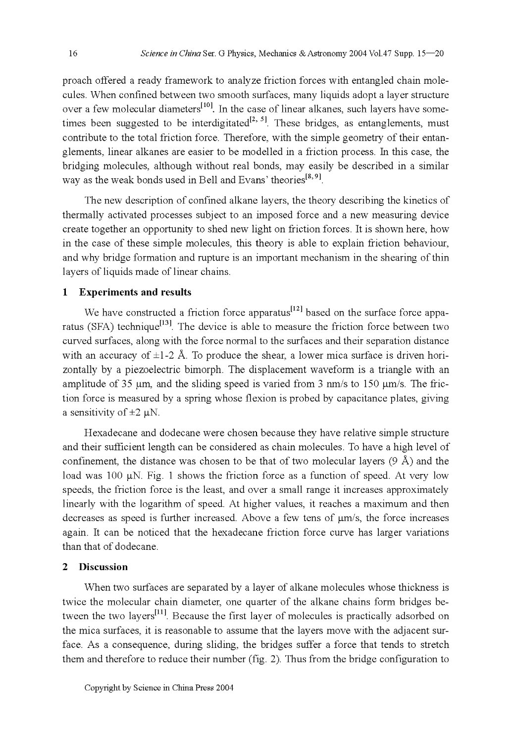proach offered a ready framework to analyze friction forces with entangled chain molecules. When confined between two smooth surfaces, many liquids adopt a layer structure over a few molecular diameters[10]. In the case of linear alkanes, such layers have sometimes been suggested to be interdigitated[2, 5]. These bridges, as entanglements, must contribute to the total friction force. Therefore, with the simple geometry of their entanglements, linear alkanes are easier to be modelled in a friction process. In this case, the bridging molecules, although without real bonds, may easily be described in a similar way as the weak bonds used in Bell and Evans' theories[8, 9].

The new description of confined alkane layers, the theory describing the kinetics of thermally activated processes subject to an imposed force and a new measuring device create together an opportunity to shed new light on friction forces. It is shown here, how in the case of these simple molecules, this theory is able to explain friction behaviour, and why bridge formation and rupture is an important mechanism in the shearing of thin layers of liquids made of linear chains.

## 1 Experiments and results

We have constructed a friction force apparatus[12] based on the surface force apparatus (SFA) technique[13]. The device is able to measure the friction force between two curved surfaces, along with the force normal to the surfaces and their separation distance with an accuracy of ±1-2 Å. To produce the shear, a lower mica surface is driven horizontally by a piezoelectric bimorph. The displacement waveform is a triangle with an amplitude of 35 μm, and the sliding speed is varied from 3 nm/s to 150 μm/s. The friction force is measured by a spring whose flexion is probed by capacitance plates, giving a sensitivity of ±2 μN.

Hexadecane and dodecane were chosen because they have relative simple structure and their sufficient length can be considered as chain molecules. To have a high level of confinement, the distance was chosen to be that of two molecular layers (9 Å) and the load was 100 μN. Fig. 1 shows the friction force as a function of speed. At very low speeds, the friction force is the least, and over a small range it increases approximately linearly with the logarithm of speed. At higher values, it reaches a maximum and then decreases as speed is further increased. Above a few tens of μm/s, the force increases again. It can be noticed that the hexadecane friction force curve has larger variations than that of dodecane.

## 2 Discussion

When two surfaces are separated by a layer of alkane molecules whose thickness is twice the molecular chain diameter, one quarter of the alkane chains form bridges between the two layers[11]. Because the first layer of molecules is practically adsorbed on the mica surfaces, it is reasonable to assume that the layers move with the adjacent surface. As a consequence, during sliding, the bridges suffer a force that tends to stretch them and therefore to reduce their number (fig. 2). Thus from the bridge configuration to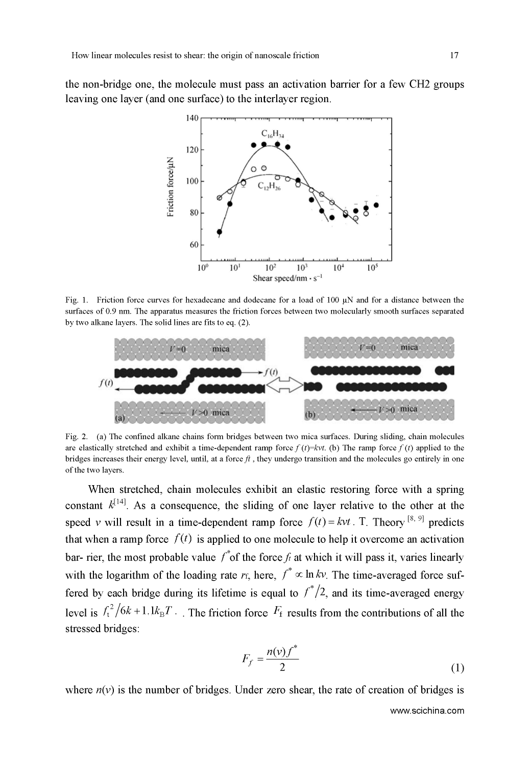the non-bridge one, the molecule must pass an activation barrier for a few CH2 groups leaving one layer (and one surface) to the interlayer region.

Fig. 1. Friction force curves for hexadecane and dodecane for a load of 100 μN and for a distance between the surfaces of 0.9 nm. The apparatus measures the friction forces between two molecularly smooth surfaces separated by two alkane layers. The solid lines are fits to eq. (2).

Fig. 2. (a) The confined alkane chains form bridges between two mica surfaces. During sliding, chain molecules are elastically stretched and exhibit a time-dependent ramp force $f(t)=kvt$. (b) The ramp force $f(t)$ applied to the bridges increases their energy level, until, at a force $f_t$, they undergo transition and the molecules go entirely in one of the two layers.

When stretched, chain molecules exhibit an elastic restoring force with a spring constant $k$[14]. As a consequence, the sliding of one layer relative to the other at the speed $v$ will result in a time-dependent ramp force $f(t)=kvt$. T. Theory [8, 9] predicts that when a ramp force $f(t)$ is applied to one molecule to help it overcome an activation bar- rier, the most probable value $f^*$of the force $f_t$ at which it will pass it, varies linearly with the logarithm of the loading rate $r_f$, here, $f^* \propto \ln kv$. The time-averaged force suffered by each bridge during its lifetime is equal to $f^*/2$, and its time-averaged energy level is $f_t^2/6k + 1.1k_BT$ . . The friction force $F_f$ results from the contributions of all the stressed bridges:

$$F_f = \frac{n(v)f^*}{2} \tag{1}$$

where $n(v)$ is the number of bridges. Under zero shear, the rate of creation of bridges is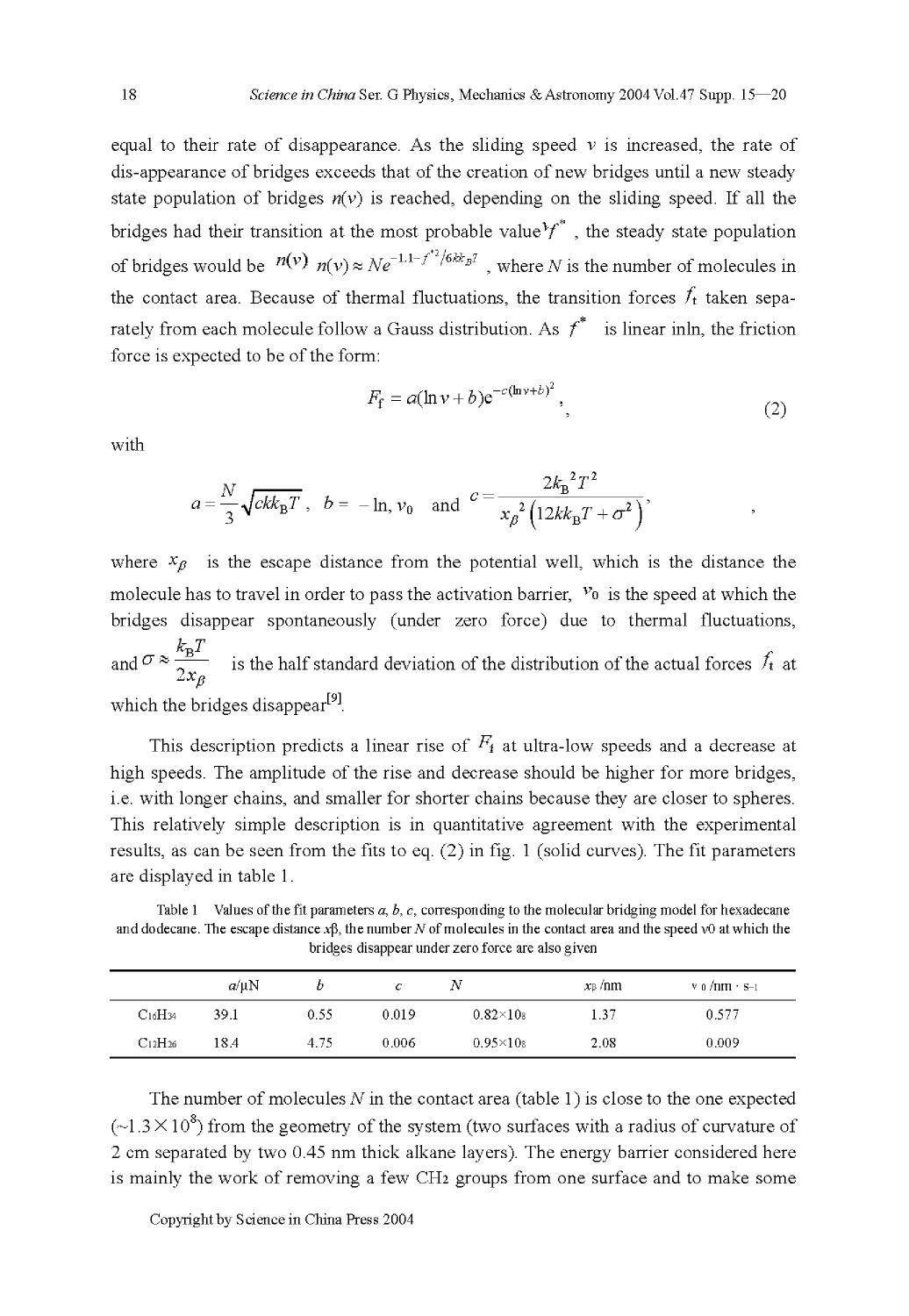equal to their rate of disappearance. As the sliding speed $v$ is increased, the rate of dis-appearance of bridges exceeds that of the creation of new bridges until a new steady state population of bridges $n(v)$ is reached, depending on the sliding speed. If all the bridges had their transition at the most probable value $f^*$, the steady state population of bridges would be $n(v) \approx Ne^{-1.1-f^{*2}/6kk_BT}$, where $N$ is the number of molecules in the contact area. Because of thermal fluctuations, the transition forces $f_t$ taken separately from each molecule follow a Gauss distribution. As $f^*$ is linear inln, the friction force is expected to be of the form:

$$F_f = a(\ln v + b)e^{-c(\ln v+b)^2}, \tag{2}$$

with

$$a = \frac{N}{3}\sqrt{ckk_BT}, \quad b = -\ln_r v_0 \quad \text{and} \quad c = \frac{2k_B{}^2T^2}{x_\beta{}^2\left(12kk_BT + \sigma^2\right)},$$

where $x_\beta$ is the escape distance from the potential well, which is the distance the molecule has to travel in order to pass the activation barrier, $v_0$ is the speed at which the bridges disappear spontaneously (under zero force) due to thermal fluctuations, and $\sigma \approx \frac{k_BT}{2x_\beta}$ is the half standard deviation of the distribution of the actual forces $f_t$ at which the bridges disappear[9].

This description predicts a linear rise of $F_f$ at ultra-low speeds and a decrease at high speeds. The amplitude of the rise and decrease should be higher for more bridges, i.e. with longer chains, and smaller for shorter chains because they are closer to spheres. This relatively simple description is in quantitative agreement with the experimental results, as can be seen from the fits to eq. (2) in fig. 1 (solid curves). The fit parameters are displayed in table 1.

Table 1 Values of the fit parameters $a$, $b$, $c$, corresponding to the molecular bridging model for hexadecane and dodecane. The escape distance $x_\beta$, the number $N$ of molecules in the contact area and the speed $v_0$ at which the bridges disappear under zero force are also given

| | $a$/μN | $b$ | $c$ | $N$ | $x_\beta$/nm | $v_0$/nm · s$^{-1}$ |
|---|---|---|---|---|---|---|
| $C_{16}H_{34}$ | 39.1 | 0.55 | 0.019 | $0.82\times10^8$ | 1.37 | 0.577 |
| $C_{12}H_{26}$ | 18.4 | 4.75 | 0.006 | $0.95\times10^8$ | 2.08 | 0.009 |

The number of molecules $N$ in the contact area (table 1) is close to the one expected (~$1.3\times10^8$) from the geometry of the system (two surfaces with a radius of curvature of 2 cm separated by two 0.45 nm thick alkane layers). The energy barrier considered here is mainly the work of removing a few $CH_2$ groups from one surface and to make some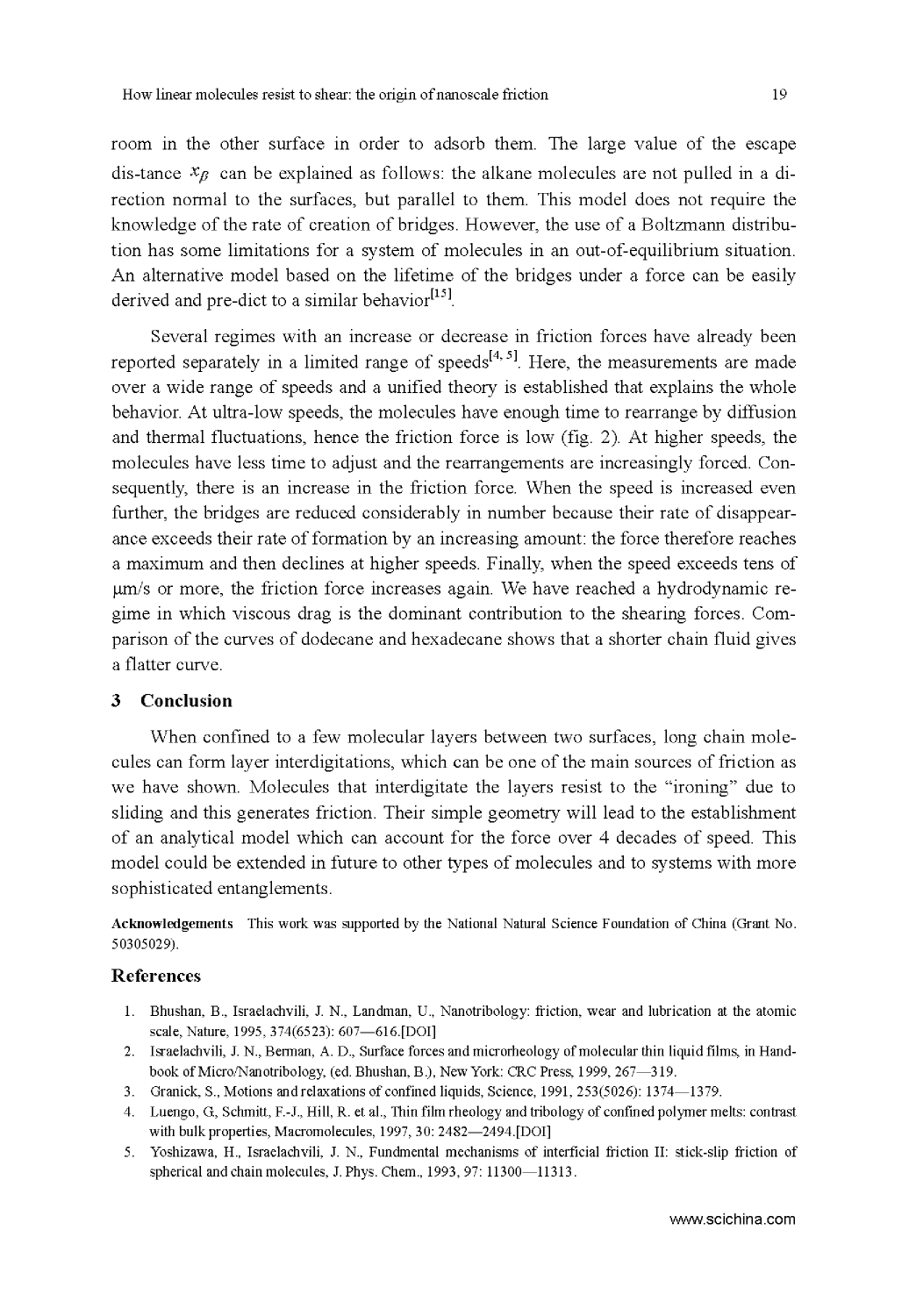room in the other surface in order to adsorb them. The large value of the escape dis-tance $x_\beta$ can be explained as follows: the alkane molecules are not pulled in a di-rection normal to the surfaces, but parallel to them. This model does not require the knowledge of the rate of creation of bridges. However, the use of a Boltzmann distribu-tion has some limitations for a system of molecules in an out-of-equilibrium situation. An alternative model based on the lifetime of the bridges under a force can be easily derived and pre-dict to a similar behavior[15].

Several regimes with an increase or decrease in friction forces have already been reported separately in a limited range of speeds[4, 5]. Here, the measurements are made over a wide range of speeds and a unified theory is established that explains the whole behavior. At ultra-low speeds, the molecules have enough time to rearrange by diffusion and thermal fluctuations, hence the friction force is low (fig. 2). At higher speeds, the molecules have less time to adjust and the rearrangements are increasingly forced. Con-sequently, there is an increase in the friction force. When the speed is increased even further, the bridges are reduced considerably in number because their rate of disappear-ance exceeds their rate of formation by an increasing amount: the force therefore reaches a maximum and then declines at higher speeds. Finally, when the speed exceeds tens of μm/s or more, the friction force increases again. We have reached a hydrodynamic re-gime in which viscous drag is the dominant contribution to the shearing forces. Com-parison of the curves of dodecane and hexadecane shows that a shorter chain fluid gives a flatter curve.

## 3 Conclusion

When confined to a few molecular layers between two surfaces, long chain mole-cules can form layer interdigitations, which can be one of the main sources of friction as we have shown. Molecules that interdigitate the layers resist to the "ironing" due to sliding and this generates friction. Their simple geometry will lead to the establishment of an analytical model which can account for the force over 4 decades of speed. This model could be extended in future to other types of molecules and to systems with more sophisticated entanglements.

**Acknowledgements** This work was supported by the National Natural Science Foundation of China (Grant No. 50305029).

## References

1. Bhushan, B., Israelachvili, J. N., Landman, U., Nanotribology: friction, wear and lubrication at the atomic scale, Nature, 1995, 374(6523): 607—616.[DOI]
2. Israelachvili, J. N., Berman, A. D., Surface forces and microrheology of molecular thin liquid films, in Hand-book of Micro/Nanotribology, (ed. Bhushan, B.), New York: CRC Press, 1999, 267—319.
3. Granick, S., Motions and relaxations of confined liquids, Science, 1991, 253(5026): 1374—1379.
4. Luengo, G., Schmitt, F.-J., Hill, R. et al., Thin film rheology and tribology of confined polymer melts: contrast with bulk properties, Macromolecules, 1997, 30: 2482—2494.[DOI]
5. Yoshizawa, H., Israelachvili, J. N., Fundmental mechanisms of interficial friction II: stick-slip friction of spherical and chain molecules, J. Phys. Chem., 1993, 97: 11300—11313.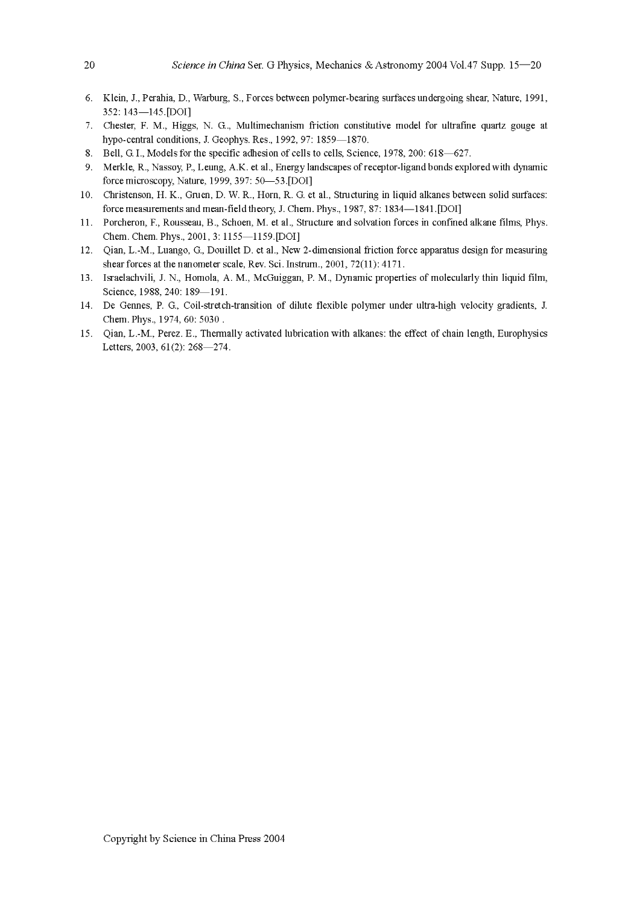6. Klein, J., Perahia, D., Warburg, S., Forces between polymer-bearing surfaces undergoing shear, Nature, 1991, 352: 143—145.[DOI]
7. Chester, F. M., Higgs, N. G., Multimechanism friction constitutive model for ultrafine quartz gouge at hypo-central conditions, J. Geophys. Res., 1992, 97: 1859—1870.
8. Bell, G. I., Models for the specific adhesion of cells to cells, Science, 1978, 200: 618—627.
9. Merkle, R., Nassoy, P., Leung, A.K. et al., Energy landscapes of receptor-ligand bonds explored with dynamic force microscopy, Nature, 1999, 397: 50—53.[DOI]
10. Christenson, H. K., Gruen, D. W. R., Horn, R. G. et al., Structuring in liquid alkanes between solid surfaces: force measurements and mean-field theory, J. Chem. Phys., 1987, 87: 1834—1841.[DOI]
11. Porcheron, F., Rousseau, B., Schoen, M. et al., Structure and solvation forces in confined alkane films, Phys. Chem. Chem. Phys., 2001, 3: 1155—1159.[DOI]
12. Qian, L.-M., Luango, G., Douillet D. et al., New 2-dimensional friction force apparatus design for measuring shear forces at the nanometer scale, Rev. Sci. Instrum., 2001, 72(11): 4171.
13. Israelachvili, J. N., Homola, A. M., McGuiggan, P. M., Dynamic properties of molecularly thin liquid film, Science, 1988, 240: 189—191.
14. De Gennes, P. G., Coil-stretch-transition of dilute flexible polymer under ultra-high velocity gradients, J. Chem. Phys., 1974, 60: 5030 .
15. Qian, L.-M., Perez. E., Thermally activated lubrication with alkanes: the effect of chain length, Europhysics Letters, 2003, 61(2): 268—274.

Copyright by Science in China Press 2004